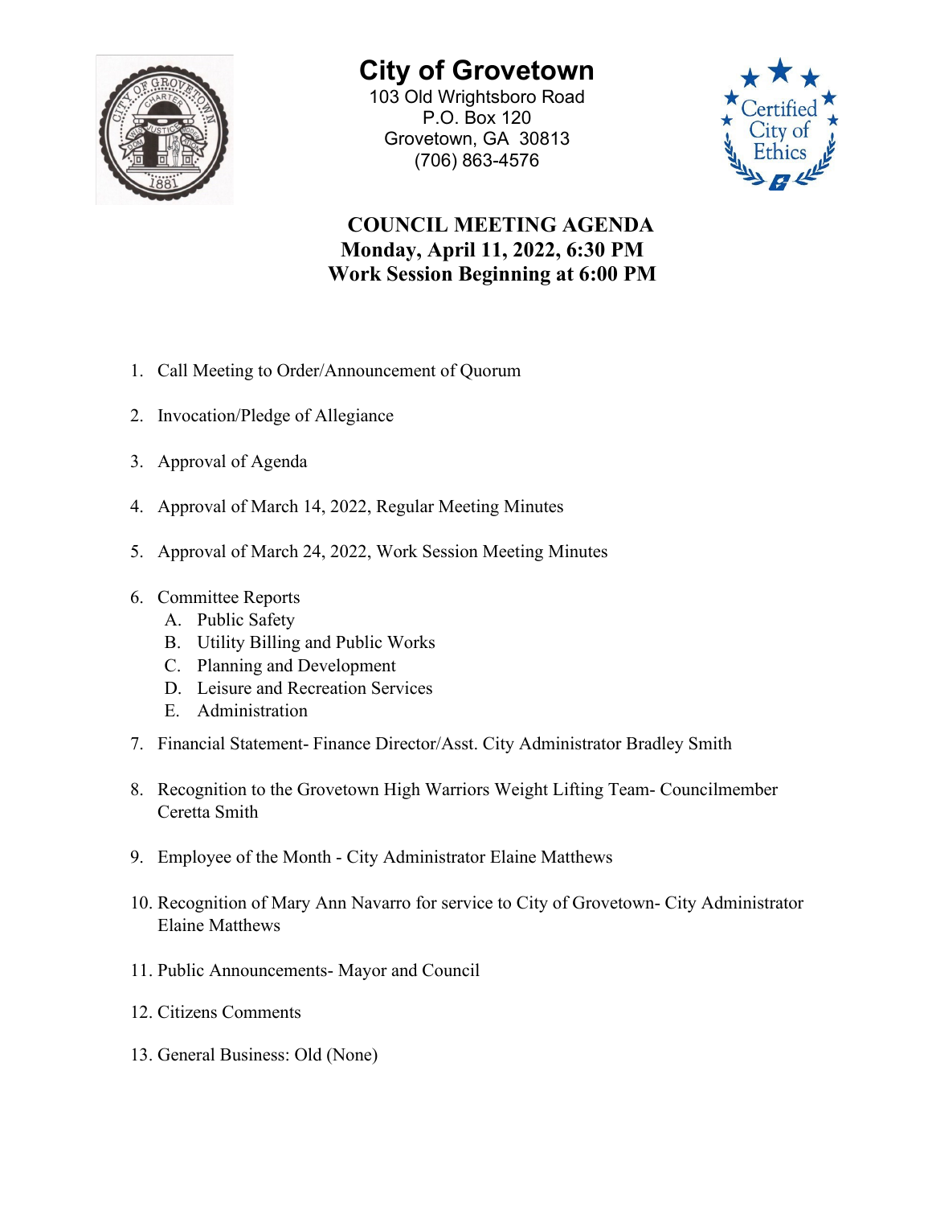# City of Grovetown

103 Old Wrightsboro Road
P.O. Box 120
Grovetown, GA 30813
(706) 863-4576

## COUNCIL MEETING AGENDA
## Monday, April 11, 2022, 6:30 PM
## Work Session Beginning at 6:00 PM

1. Call Meeting to Order/Announcement of Quorum

2. Invocation/Pledge of Allegiance

3. Approval of Agenda

4. Approval of March 14, 2022, Regular Meeting Minutes

5. Approval of March 24, 2022, Work Session Meeting Minutes

6. Committee Reports
   A. Public Safety
   B. Utility Billing and Public Works
   C. Planning and Development
   D. Leisure and Recreation Services
   E. Administration

7. Financial Statement- Finance Director/Asst. City Administrator Bradley Smith

8. Recognition to the Grovetown High Warriors Weight Lifting Team- Councilmember Ceretta Smith

9. Employee of the Month - City Administrator Elaine Matthews

10. Recognition of Mary Ann Navarro for service to City of Grovetown- City Administrator Elaine Matthews

11. Public Announcements- Mayor and Council

12. Citizens Comments

13. General Business: Old (None)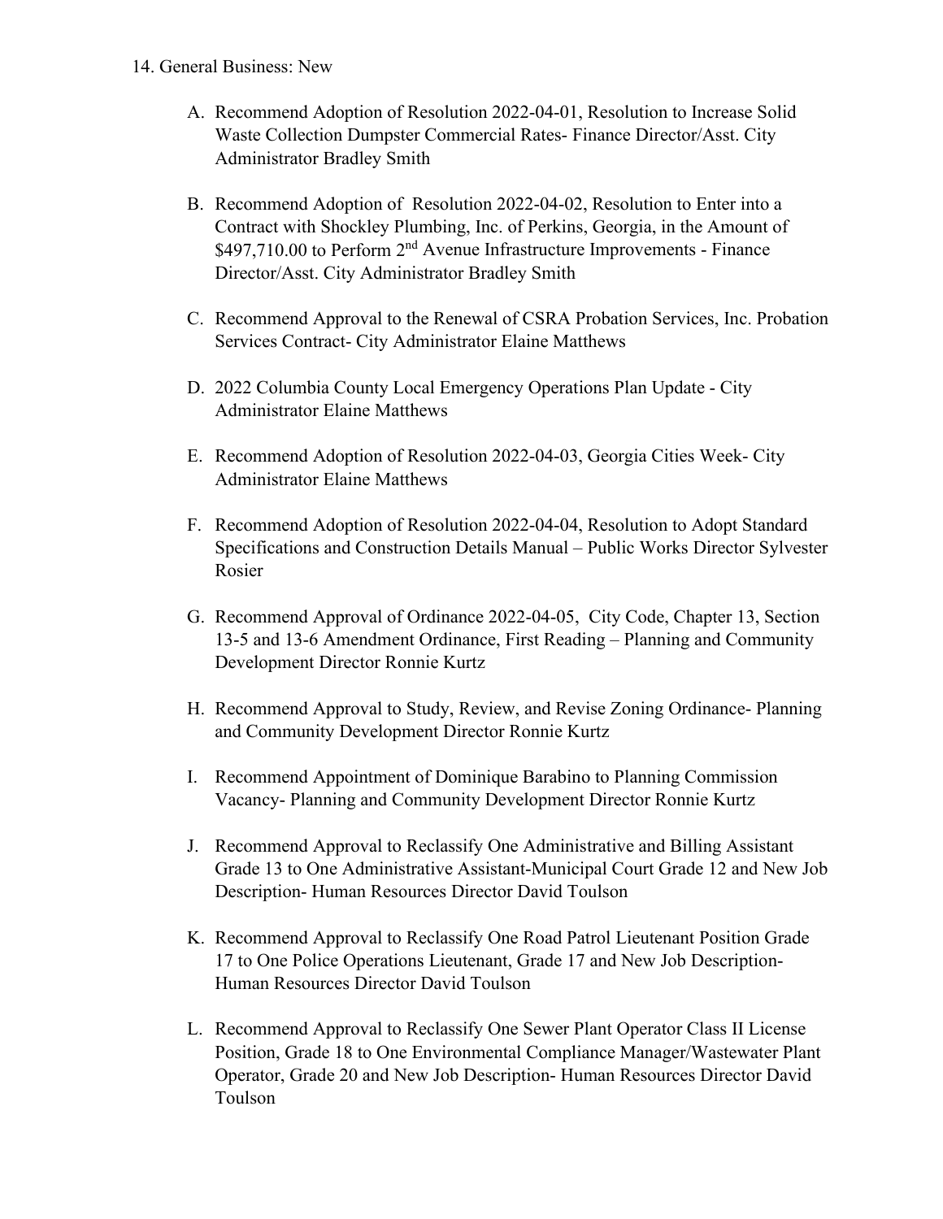14. General Business: New

   A. Recommend Adoption of Resolution 2022-04-01, Resolution to Increase Solid Waste Collection Dumpster Commercial Rates- Finance Director/Asst. City Administrator Bradley Smith

   B. Recommend Adoption of Resolution 2022-04-02, Resolution to Enter into a Contract with Shockley Plumbing, Inc. of Perkins, Georgia, in the Amount of $497,710.00 to Perform 2nd Avenue Infrastructure Improvements - Finance Director/Asst. City Administrator Bradley Smith

   C. Recommend Approval to the Renewal of CSRA Probation Services, Inc. Probation Services Contract- City Administrator Elaine Matthews

   D. 2022 Columbia County Local Emergency Operations Plan Update - City Administrator Elaine Matthews

   E. Recommend Adoption of Resolution 2022-04-03, Georgia Cities Week- City Administrator Elaine Matthews

   F. Recommend Adoption of Resolution 2022-04-04, Resolution to Adopt Standard Specifications and Construction Details Manual – Public Works Director Sylvester Rosier

   G. Recommend Approval of Ordinance 2022-04-05, City Code, Chapter 13, Section 13-5 and 13-6 Amendment Ordinance, First Reading – Planning and Community Development Director Ronnie Kurtz

   H. Recommend Approval to Study, Review, and Revise Zoning Ordinance- Planning and Community Development Director Ronnie Kurtz

   I. Recommend Appointment of Dominique Barabino to Planning Commission Vacancy- Planning and Community Development Director Ronnie Kurtz

   J. Recommend Approval to Reclassify One Administrative and Billing Assistant Grade 13 to One Administrative Assistant-Municipal Court Grade 12 and New Job Description- Human Resources Director David Toulson

   K. Recommend Approval to Reclassify One Road Patrol Lieutenant Position Grade 17 to One Police Operations Lieutenant, Grade 17 and New Job Description- Human Resources Director David Toulson

   L. Recommend Approval to Reclassify One Sewer Plant Operator Class II License Position, Grade 18 to One Environmental Compliance Manager/Wastewater Plant Operator, Grade 20 and New Job Description- Human Resources Director David Toulson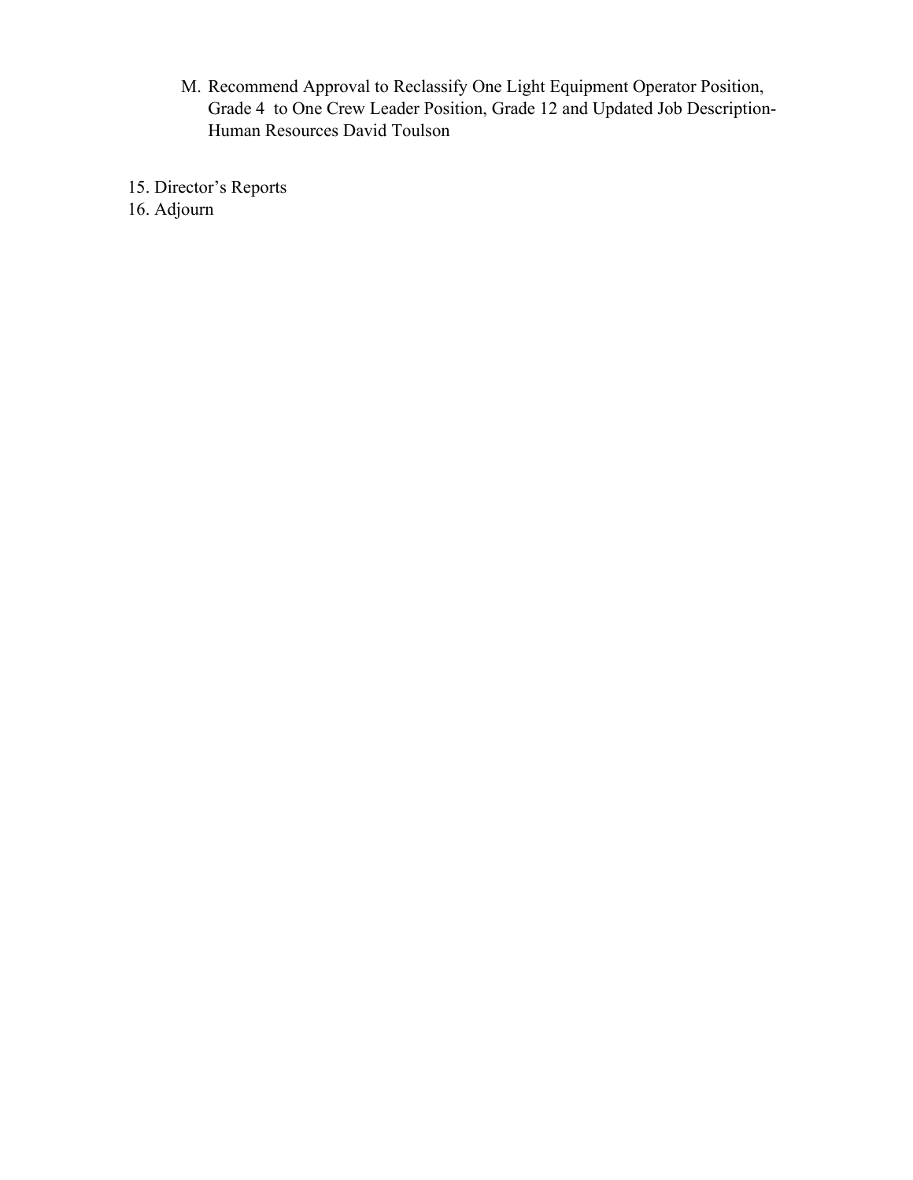M. Recommend Approval to Reclassify One Light Equipment Operator Position, Grade 4 to One Crew Leader Position, Grade 12 and Updated Job Description- Human Resources David Toulson

15. Director's Reports
16. Adjourn